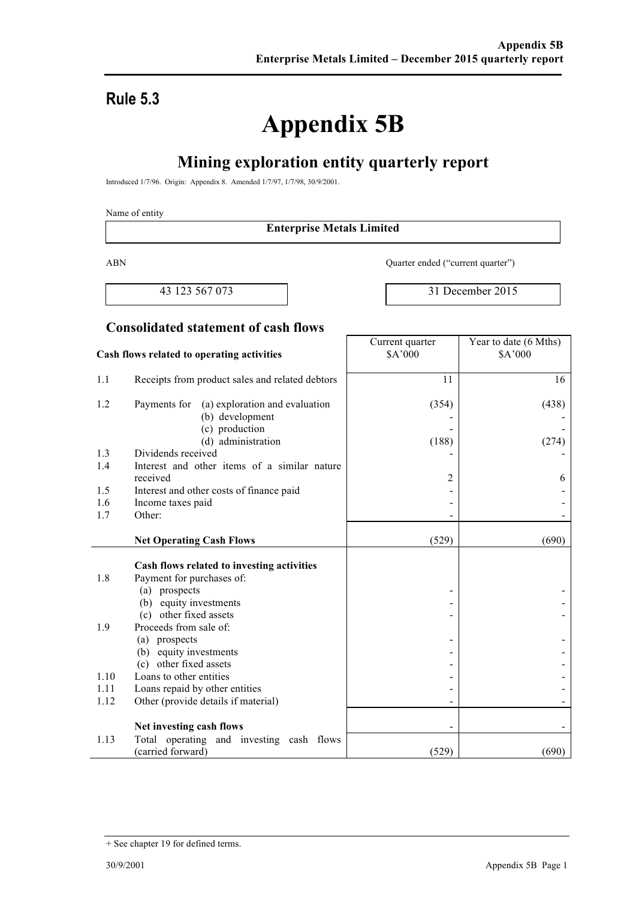## Rule 5.3

# Appendix 5B

## Mining exploration entity quarterly report

Introduced 1/7/96. Origin: Appendix 8. Amended 1/7/97, 1/7/98, 30/9/2001.

Name of entity

| Enterprise Metals Limited |
|---|

| ABN | Quarter ended ("current quarter") |
|---|---|
| 43 123 567 073 | 31 December 2015 |

### Consolidated statement of cash flows

| | Cash flows related to operating activities | Current quarter $A'000 | Year to date (6 Mths) $A'000 |
|---|---|---|---|
| 1.1 | Receipts from product sales and related debtors | 11 | 16 |
| 1.2 | Payments for (a) exploration and evaluation | (354) | (438) |
| | (b) development | - | - |
| | (c) production | - | - |
| | (d) administration | (188) | (274) |
| 1.3 | Dividends received | - | - |
| 1.4 | Interest and other items of a similar nature received | 2 | 6 |
| 1.5 | Interest and other costs of finance paid | - | - |
| 1.6 | Income taxes paid | - | - |
| 1.7 | Other: | - | - |
| | **Net Operating Cash Flows** | (529) | (690) |
| | **Cash flows related to investing activities** | | |
| 1.8 | Payment for purchases of: | | |
| | (a) prospects | - | - |
| | (b) equity investments | - | - |
| | (c) other fixed assets | - | - |
| 1.9 | Proceeds from sale of: | | |
| | (a) prospects | - | - |
| | (b) equity investments | - | - |
| | (c) other fixed assets | - | - |
| 1.10 | Loans to other entities | - | - |
| 1.11 | Loans repaid by other entities | - | - |
| 1.12 | Other (provide details if material) | - | - |
| | **Net investing cash flows** | - | - |
| 1.13 | Total operating and investing cash flows (carried forward) | (529) | (690) |

+ See chapter 19 for defined terms.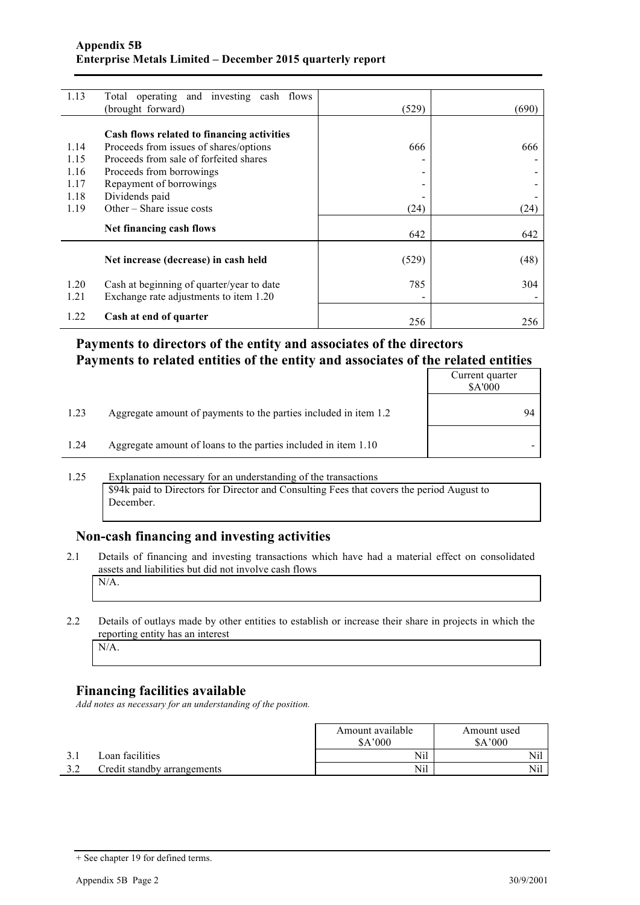| | | | |
|---|---|---|---|
| 1.13 | Total operating and investing cash flows (brought forward) | (529) | (690) |
| | **Cash flows related to financing activities** | | |
| 1.14 | Proceeds from issues of shares/options | 666 | 666 |
| 1.15 | Proceeds from sale of forfeited shares | - | - |
| 1.16 | Proceeds from borrowings | - | - |
| 1.17 | Repayment of borrowings | - | - |
| 1.18 | Dividends paid | - | - |
| 1.19 | Other – Share issue costs | (24) | (24) |
| | **Net financing cash flows** | 642 | 642 |
| | **Net increase (decrease) in cash held** | (529) | (48) |
| 1.20 | Cash at beginning of quarter/year to date | 785 | 304 |
| 1.21 | Exchange rate adjustments to item 1.20 | - | - |
| 1.22 | **Cash at end of quarter** | 256 | 256 |

## Payments to directors of the entity and associates of the directors
## Payments to related entities of the entity and associates of the related entities

| | | Current quarter $A'000 |
|---|---|---|
| 1.23 | Aggregate amount of payments to the parties included in item 1.2 | 94 |
| 1.24 | Aggregate amount of loans to the parties included in item 1.10 | - |

1.25 Explanation necessary for an understanding of the transactions

$94k paid to Directors for Director and Consulting Fees that covers the period August to December.

## Non-cash financing and investing activities

2.1 Details of financing and investing transactions which have had a material effect on consolidated assets and liabilities but did not involve cash flows

N/A.

2.2 Details of outlays made by other entities to establish or increase their share in projects in which the reporting entity has an interest

N/A.

## Financing facilities available

*Add notes as necessary for an understanding of the position.*

| | | Amount available $A'000 | Amount used $A'000 |
|---|---|---|---|
| 3.1 | Loan facilities | Nil | Nil |
| 3.2 | Credit standby arrangements | Nil | Nil |

+ See chapter 19 for defined terms.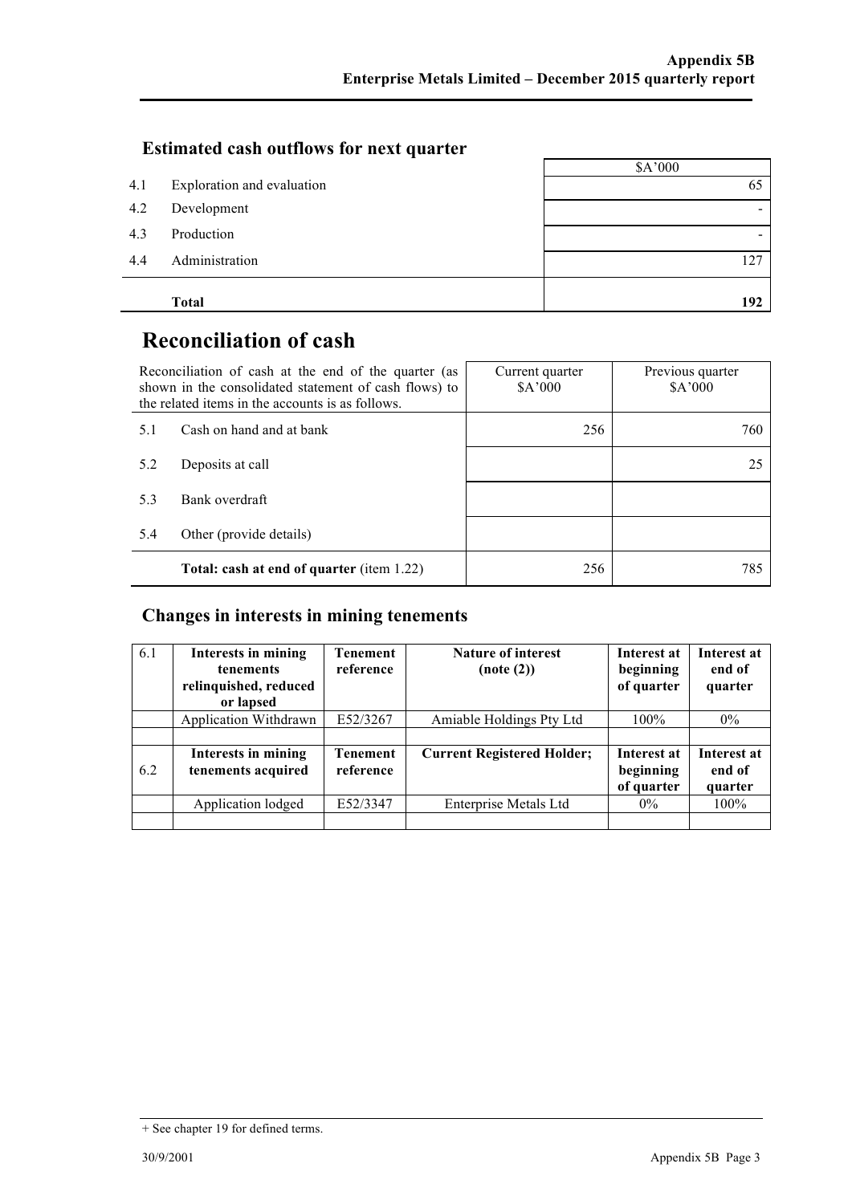## Estimated cash outflows for next quarter

| | | $A'000 |
|---|---|---|
| 4.1 | Exploration and evaluation | 65 |
| 4.2 | Development | - |
| 4.3 | Production | - |
| 4.4 | Administration | 127 |
| | **Total** | **192** |

# Reconciliation of cash

| Reconciliation of cash at the end of the quarter (as shown in the consolidated statement of cash flows) to the related items in the accounts is as follows. | | Current quarter $A'000 | Previous quarter $A'000 |
|---|---|---|---|
| 5.1 | Cash on hand and at bank | 256 | 760 |
| 5.2 | Deposits at call | | 25 |
| 5.3 | Bank overdraft | | |
| 5.4 | Other (provide details) | | |
| | **Total: cash at end of quarter** (item 1.22) | 256 | 785 |

## Changes in interests in mining tenements

| 6.1 | **Interests in mining tenements relinquished, reduced or lapsed** | **Tenement reference** | **Nature of interest (note (2))** | **Interest at beginning of quarter** | **Interest at end of quarter** |
|---|---|---|---|---|---|
| | Application Withdrawn | E52/3267 | Amiable Holdings Pty Ltd | 100% | 0% |
| | | | | | |
| 6.2 | **Interests in mining tenements acquired** | **Tenement reference** | **Current Registered Holder;** | **Interest at beginning of quarter** | **Interest at end of quarter** |
| | Application lodged | E52/3347 | Enterprise Metals Ltd | 0% | 100% |
| | | | | | |

+ See chapter 19 for defined terms.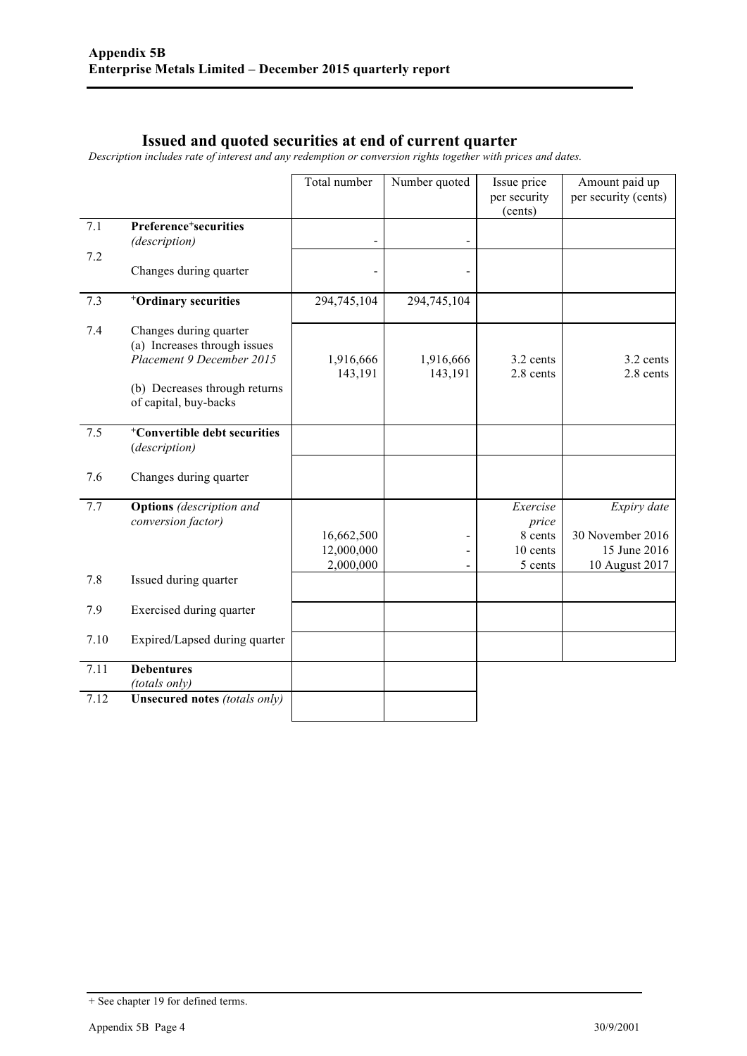## Issued and quoted securities at end of current quarter

*Description includes rate of interest and any redemption or conversion rights together with prices and dates.*

| | | Total number | Number quoted | Issue price per security (cents) | Amount paid up per security (cents) |
|---|---|---|---|---|---|
| 7.1 | **Preference⁺securities** *(description)* | - | - | | |
| 7.2 | Changes during quarter | - | - | | |
| 7.3 | **⁺Ordinary securities** | 294,745,104 | 294,745,104 | | |
| 7.4 | Changes during quarter (a) Increases through issues *Placement 9 December 2015* | 1,916,666 | 1,916,666 | 3.2 cents | 3.2 cents |
| | | 143,191 | 143,191 | 2.8 cents | 2.8 cents |
| | (b) Decreases through returns of capital, buy-backs | | | | |
| 7.5 | **⁺Convertible debt securities** *(description)* | | | | |
| 7.6 | Changes during quarter | | | | |
| 7.7 | **Options** *(description and conversion factor)* | | | *Exercise price* | *Expiry date* |
| | | 16,662,500 | - | 8 cents | 30 November 2016 |
| | | 12,000,000 | - | 10 cents | 15 June 2016 |
| | | 2,000,000 | - | 5 cents | 10 August 2017 |
| 7.8 | Issued during quarter | | | | |
| 7.9 | Exercised during quarter | | | | |
| 7.10 | Expired/Lapsed during quarter | | | | |
| 7.11 | **Debentures** *(totals only)* | | | | |
| 7.12 | **Unsecured notes** *(totals only)* | | | | |

+ See chapter 19 for defined terms.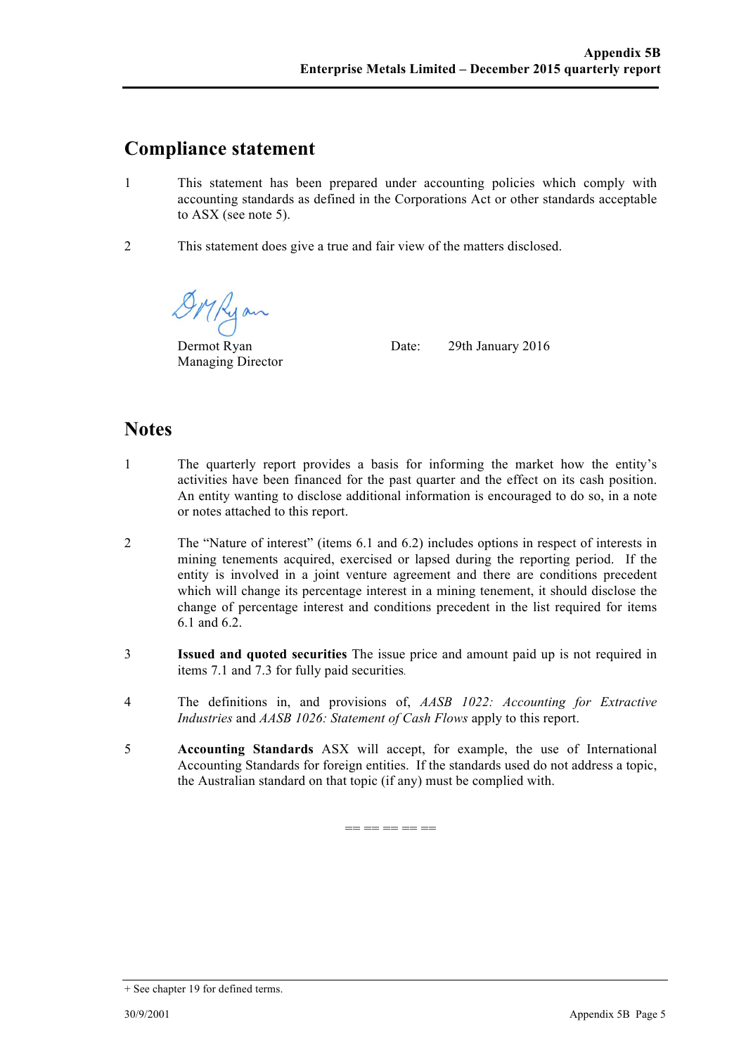## Compliance statement

1 This statement has been prepared under accounting policies which comply with accounting standards as defined in the Corporations Act or other standards acceptable to ASX (see note 5).

2 This statement does give a true and fair view of the matters disclosed.

Dermot Ryan
Managing Director

Date: 29th January 2016

## Notes

1 The quarterly report provides a basis for informing the market how the entity's activities have been financed for the past quarter and the effect on its cash position. An entity wanting to disclose additional information is encouraged to do so, in a note or notes attached to this report.

2 The "Nature of interest" (items 6.1 and 6.2) includes options in respect of interests in mining tenements acquired, exercised or lapsed during the reporting period. If the entity is involved in a joint venture agreement and there are conditions precedent which will change its percentage interest in a mining tenement, it should disclose the change of percentage interest and conditions precedent in the list required for items 6.1 and 6.2.

3 **Issued and quoted securities** The issue price and amount paid up is not required in items 7.1 and 7.3 for fully paid securities.

4 The definitions in, and provisions of, *AASB 1022: Accounting for Extractive Industries* and *AASB 1026: Statement of Cash Flows* apply to this report.

5 **Accounting Standards** ASX will accept, for example, the use of International Accounting Standards for foreign entities. If the standards used do not address a topic, the Australian standard on that topic (if any) must be complied with.

== == == == ==

+ See chapter 19 for defined terms.